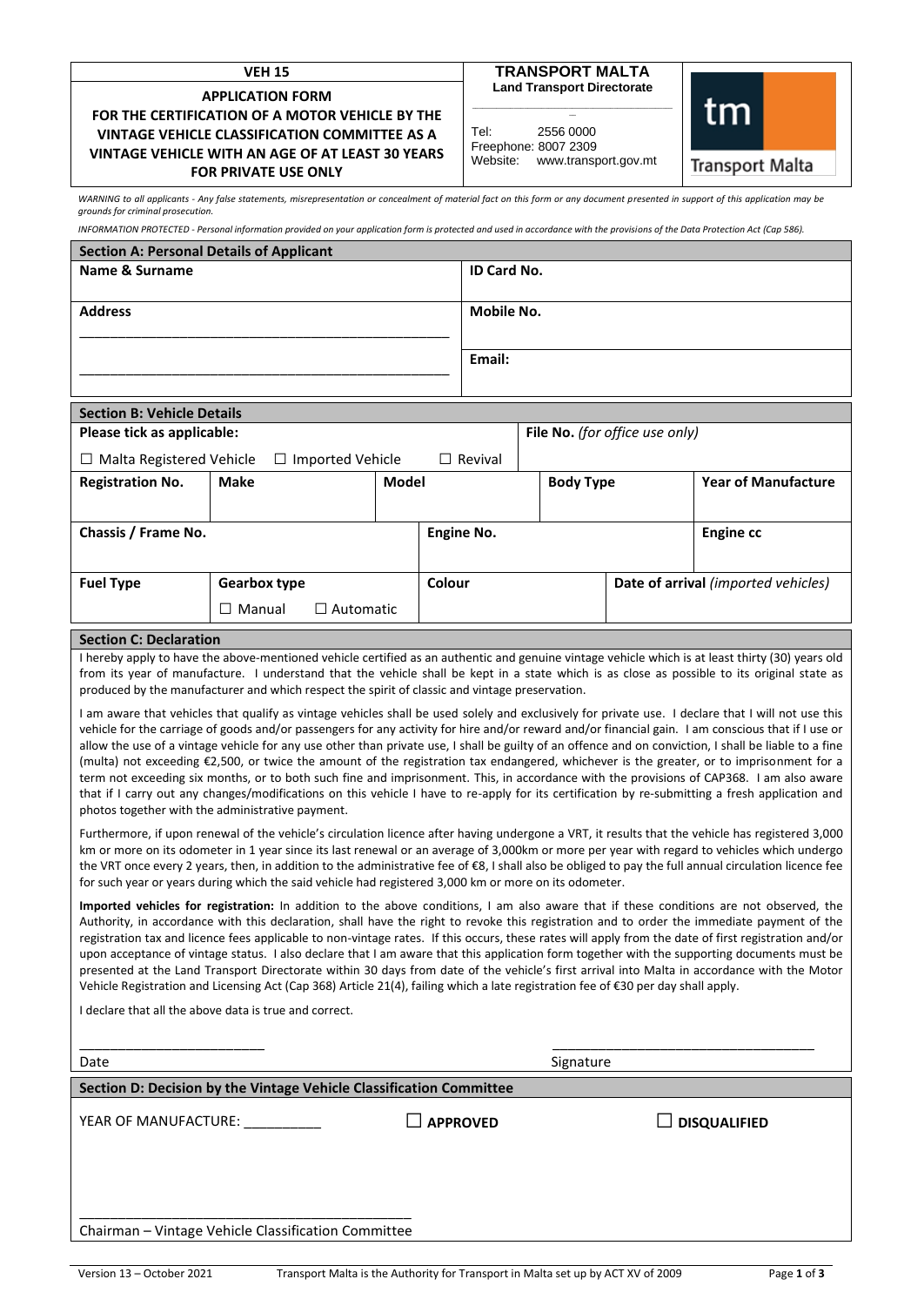**VEH 15**

**APPLICATION FORM FOR THE CERTIFICATION OF A MOTOR VEHICLE BY THE VINTAGE VEHICLE CLASSIFICATION COMMITTEE AS A VINTAGE VEHICLE WITH AN AGE OF AT LEAST 30 YEARS FOR PRIVATE USE ONLY**

**TRANSPORT MALTA**
**Land Transport Directorate**

Tel: 2556 0000
Freephone: 8007 2309
Website: www.transport.gov.mt

tm
Transport Malta

*WARNING to all applicants - Any false statements, misrepresentation or concealment of material fact on this form or any document presented in support of this application may be grounds for criminal prosecution.*

*INFORMATION PROTECTED - Personal information provided on your application form is protected and used in accordance with the provisions of the Data Protection Act (Cap 586).*

## Section A: Personal Details of Applicant

| **Name & Surname** | **ID Card No.** |
|---|---|
| **Address** ______________________________ ______________________________ | **Mobile No.** |
| | **Email:** |

## Section B: Vehicle Details

| **Please tick as applicable:** ☐ Malta Registered Vehicle ☐ Imported Vehicle ☐ Revival | | | **File No.** *(for office use only)* | |
|---|---|---|---|---|
| **Registration No.** | **Make** | **Model** | **Body Type** | **Year of Manufacture** |
| **Chassis / Frame No.** | | **Engine No.** | | **Engine cc** |
| **Fuel Type** | **Gearbox type** ☐ Manual ☐ Automatic | **Colour** | **Date of arrival** *(imported vehicles)* | |

## Section C: Declaration

I hereby apply to have the above-mentioned vehicle certified as an authentic and genuine vintage vehicle which is at least thirty (30) years old from its year of manufacture. I understand that the vehicle shall be kept in a state which is as close as possible to its original state as produced by the manufacturer and which respect the spirit of classic and vintage preservation.

I am aware that vehicles that qualify as vintage vehicles shall be used solely and exclusively for private use. I declare that I will not use this vehicle for the carriage of goods and/or passengers for any activity for hire and/or reward and/or financial gain. I am conscious that if I use or allow the use of a vintage vehicle for any use other than private use, I shall be guilty of an offence and on conviction, I shall be liable to a fine (multa) not exceeding €2,500, or twice the amount of the registration tax endangered, whichever is the greater, or to imprisonment for a term not exceeding six months, or to both such fine and imprisonment. This, in accordance with the provisions of CAP368. I am also aware that if I carry out any changes/modifications on this vehicle I have to re-apply for its certification by re-submitting a fresh application and photos together with the administrative payment.

Furthermore, if upon renewal of the vehicle's circulation licence after having undergone a VRT, it results that the vehicle has registered 3,000 km or more on its odometer in 1 year since its last renewal or an average of 3,000km or more per year with regard to vehicles which undergo the VRT once every 2 years, then, in addition to the administrative fee of €8, I shall also be obliged to pay the full annual circulation licence fee for such year or years during which the said vehicle had registered 3,000 km or more on its odometer.

**Imported vehicles for registration:** In addition to the above conditions, I am also aware that if these conditions are not observed, the Authority, in accordance with this declaration, shall have the right to revoke this registration and to order the immediate payment of the registration tax and licence fees applicable to non-vintage rates. If this occurs, these rates will apply from the date of first registration and/or upon acceptance of vintage status. I also declare that I am aware that this application form together with the supporting documents must be presented at the Land Transport Directorate within 30 days from date of the vehicle's first arrival into Malta in accordance with the Motor Vehicle Registration and Licensing Act (Cap 368) Article 21(4), failing which a late registration fee of €30 per day shall apply.

I declare that all the above data is true and correct.

________________________ ________________________________

Date Signature

## Section D: Decision by the Vintage Vehicle Classification Committee

YEAR OF MANUFACTURE: __________ ☐ **APPROVED** ☐ **DISQUALIFIED**

____________________________________________

Chairman – Vintage Vehicle Classification Committee

Version 13 – October 2021 Transport Malta is the Authority for Transport in Malta set up by ACT XV of 2009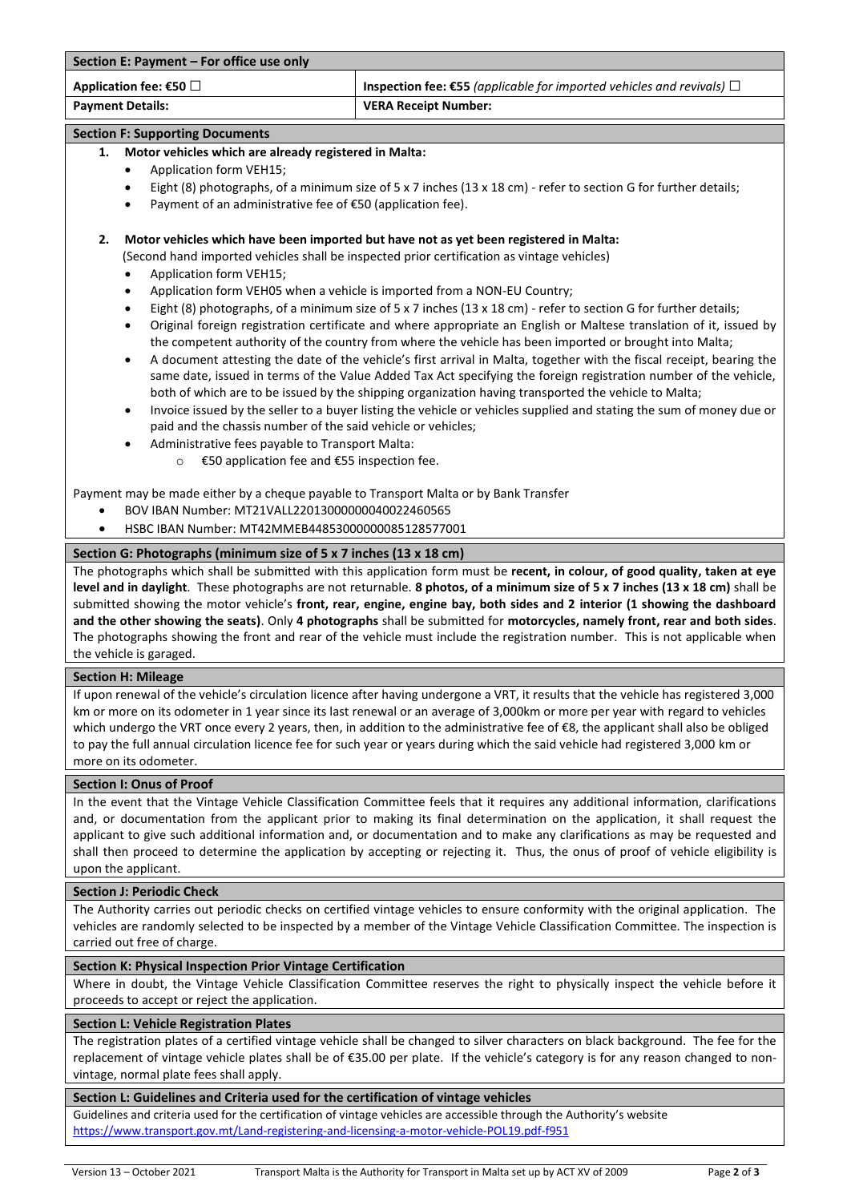## Section E: Payment – For office use only

| Application fee: €50 ☐ | **Inspection fee: €55** *(applicable for imported vehicles and revivals)* ☐ |
|---|---|
| **Payment Details:** | **VERA Receipt Number:** |

## Section F: Supporting Documents

1. **Motor vehicles which are already registered in Malta:**
   - Application form VEH15;
   - Eight (8) photographs, of a minimum size of 5 x 7 inches (13 x 18 cm) - refer to section G for further details;
   - Payment of an administrative fee of €50 (application fee).

2. **Motor vehicles which have been imported but have not as yet been registered in Malta:**
   (Second hand imported vehicles shall be inspected prior certification as vintage vehicles)
   - Application form VEH15;
   - Application form VEH05 when a vehicle is imported from a NON-EU Country;
   - Eight (8) photographs, of a minimum size of 5 x 7 inches (13 x 18 cm) - refer to section G for further details;
   - Original foreign registration certificate and where appropriate an English or Maltese translation of it, issued by the competent authority of the country from where the vehicle has been imported or brought into Malta;
   - A document attesting the date of the vehicle's first arrival in Malta, together with the fiscal receipt, bearing the same date, issued in terms of the Value Added Tax Act specifying the foreign registration number of the vehicle, both of which are to be issued by the shipping organization having transported the vehicle to Malta;
   - Invoice issued by the seller to a buyer listing the vehicle or vehicles supplied and stating the sum of money due or paid and the chassis number of the said vehicle or vehicles;
   - Administrative fees payable to Transport Malta:
     - €50 application fee and €55 inspection fee.

Payment may be made either by a cheque payable to Transport Malta or by Bank Transfer

- BOV IBAN Number: MT21VALL22013000000040022460565
- HSBC IBAN Number: MT42MMEB44853000000085128577001

## Section G: Photographs (minimum size of 5 x 7 inches (13 x 18 cm)

The photographs which shall be submitted with this application form must be **recent, in colour, of good quality, taken at eye level and in daylight**. These photographs are not returnable. **8 photos, of a minimum size of 5 x 7 inches (13 x 18 cm)** shall be submitted showing the motor vehicle's **front, rear, engine, engine bay, both sides and 2 interior (1 showing the dashboard and the other showing the seats)**. Only **4 photographs** shall be submitted for **motorcycles, namely front, rear and both sides**. The photographs showing the front and rear of the vehicle must include the registration number. This is not applicable when the vehicle is garaged.

## Section H: Mileage

If upon renewal of the vehicle's circulation licence after having undergone a VRT, it results that the vehicle has registered 3,000 km or more on its odometer in 1 year since its last renewal or an average of 3,000km or more per year with regard to vehicles which undergo the VRT once every 2 years, then, in addition to the administrative fee of €8, the applicant shall also be obliged to pay the full annual circulation licence fee for such year or years during which the said vehicle had registered 3,000 km or more on its odometer.

## Section I: Onus of Proof

In the event that the Vintage Vehicle Classification Committee feels that it requires any additional information, clarifications and, or documentation from the applicant prior to making its final determination on the application, it shall request the applicant to give such additional information and, or documentation and to make any clarifications as may be requested and shall then proceed to determine the application by accepting or rejecting it. Thus, the onus of proof of vehicle eligibility is upon the applicant.

## Section J: Periodic Check

The Authority carries out periodic checks on certified vintage vehicles to ensure conformity with the original application. The vehicles are randomly selected to be inspected by a member of the Vintage Vehicle Classification Committee. The inspection is carried out free of charge.

## Section K: Physical Inspection Prior Vintage Certification

Where in doubt, the Vintage Vehicle Classification Committee reserves the right to physically inspect the vehicle before it proceeds to accept or reject the application.

## Section L: Vehicle Registration Plates

The registration plates of a certified vintage vehicle shall be changed to silver characters on black background. The fee for the replacement of vintage vehicle plates shall be of €35.00 per plate. If the vehicle's category is for any reason changed to non-vintage, normal plate fees shall apply.

## Section L: Guidelines and Criteria used for the certification of vintage vehicles

Guidelines and criteria used for the certification of vintage vehicles are accessible through the Authority's website
https://www.transport.gov.mt/Land-registering-and-licensing-a-motor-vehicle-POL19.pdf-f951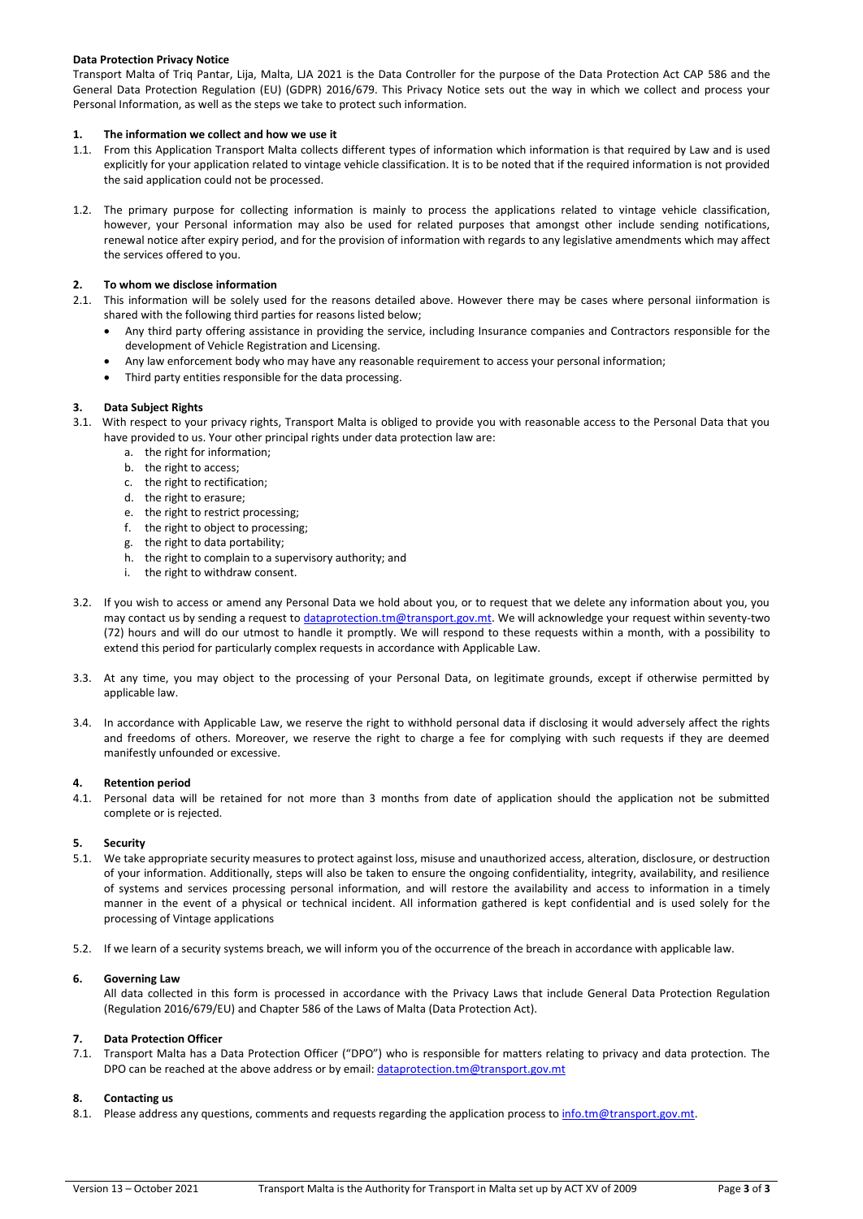**Data Protection Privacy Notice**

Transport Malta of Triq Pantar, Lija, Malta, LJA 2021 is the Data Controller for the purpose of the Data Protection Act CAP 586 and the General Data Protection Regulation (EU) (GDPR) 2016/679. This Privacy Notice sets out the way in which we collect and process your Personal Information, as well as the steps we take to protect such information.

**1. The information we collect and how we use it**

1.1. From this Application Transport Malta collects different types of information which information is that required by Law and is used explicitly for your application related to vintage vehicle classification. It is to be noted that if the required information is not provided the said application could not be processed.

1.2. The primary purpose for collecting information is mainly to process the applications related to vintage vehicle classification, however, your Personal information may also be used for related purposes that amongst other include sending notifications, renewal notice after expiry period, and for the provision of information with regards to any legislative amendments which may affect the services offered to you.

**2. To whom we disclose information**

2.1. This information will be solely used for the reasons detailed above. However there may be cases where personal iinformation is shared with the following third parties for reasons listed below;

- Any third party offering assistance in providing the service, including Insurance companies and Contractors responsible for the development of Vehicle Registration and Licensing.
- Any law enforcement body who may have any reasonable requirement to access your personal information;
- Third party entities responsible for the data processing.

**3. Data Subject Rights**

3.1. With respect to your privacy rights, Transport Malta is obliged to provide you with reasonable access to the Personal Data that you have provided to us. Your other principal rights under data protection law are:

a. the right for information;
b. the right to access;
c. the right to rectification;
d. the right to erasure;
e. the right to restrict processing;
f. the right to object to processing;
g. the right to data portability;
h. the right to complain to a supervisory authority; and
i. the right to withdraw consent.

3.2. If you wish to access or amend any Personal Data we hold about you, or to request that we delete any information about you, you may contact us by sending a request to dataprotection.tm@transport.gov.mt. We will acknowledge your request within seventy-two (72) hours and will do our utmost to handle it promptly. We will respond to these requests within a month, with a possibility to extend this period for particularly complex requests in accordance with Applicable Law.

3.3. At any time, you may object to the processing of your Personal Data, on legitimate grounds, except if otherwise permitted by applicable law.

3.4. In accordance with Applicable Law, we reserve the right to withhold personal data if disclosing it would adversely affect the rights and freedoms of others. Moreover, we reserve the right to charge a fee for complying with such requests if they are deemed manifestly unfounded or excessive.

**4. Retention period**

4.1. Personal data will be retained for not more than 3 months from date of application should the application not be submitted complete or is rejected.

**5. Security**

5.1. We take appropriate security measures to protect against loss, misuse and unauthorized access, alteration, disclosure, or destruction of your information. Additionally, steps will also be taken to ensure the ongoing confidentiality, integrity, availability, and resilience of systems and services processing personal information, and will restore the availability and access to information in a timely manner in the event of a physical or technical incident. All information gathered is kept confidential and is used solely for the processing of Vintage applications

5.2. If we learn of a security systems breach, we will inform you of the occurrence of the breach in accordance with applicable law.

**6. Governing Law**

All data collected in this form is processed in accordance with the Privacy Laws that include General Data Protection Regulation (Regulation 2016/679/EU) and Chapter 586 of the Laws of Malta (Data Protection Act).

**7. Data Protection Officer**

7.1. Transport Malta has a Data Protection Officer ("DPO") who is responsible for matters relating to privacy and data protection. The DPO can be reached at the above address or by email: dataprotection.tm@transport.gov.mt

**8. Contacting us**

8.1. Please address any questions, comments and requests regarding the application process to info.tm@transport.gov.mt.

Version 13 – October 2021 Transport Malta is the Authority for Transport in Malta set up by ACT XV of 2009